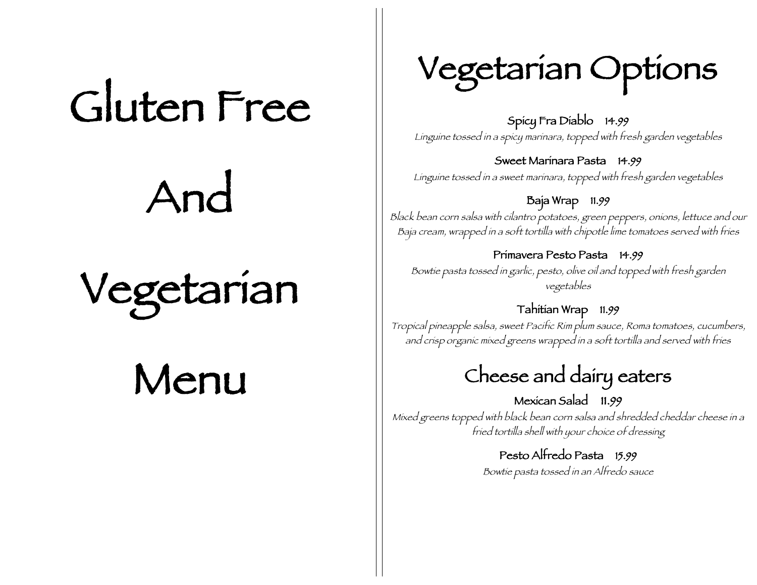# Gluten Free And Vegetarian Menu

# Vegetarian Options

**Spicy Fra Diablo 14.99**

*Linguine tossed in a spicy marinara, topped with fresh garden vegetables*

**Sweet Marinara Pasta 14.99**

*Linguine tossed in a sweet marinara, topped with fresh garden vegetables*

**Baja Wrap 11.99**

*Black bean corn salsa with cilantro potatoes, green peppers, onions, lettuce and our Baja cream, wrapped in a soft tortilla with chipotle lime tomatoes served with fries*

**Primavera Pesto Pasta 14.99**

*Bowtie pasta tossed in garlic, pesto, olive oil and topped with fresh garden vegetables*

**Tahitian Wrap 11.99**

*Tropical pineapple salsa, sweet Pacific Rim plum sauce, Roma tomatoes, cucumbers, and crisp organic mixed greens wrapped in a soft tortilla and served with fries*

## Cheese and dairy eaters

**Mexican Salad 11.99**

*Mixed greens topped with black bean corn salsa and shredded cheddar cheese in a fried tortilla shell with your choice of dressing*

**Pesto Alfredo Pasta 15.99**

*Bowtie pasta tossed in an Alfredo sauce*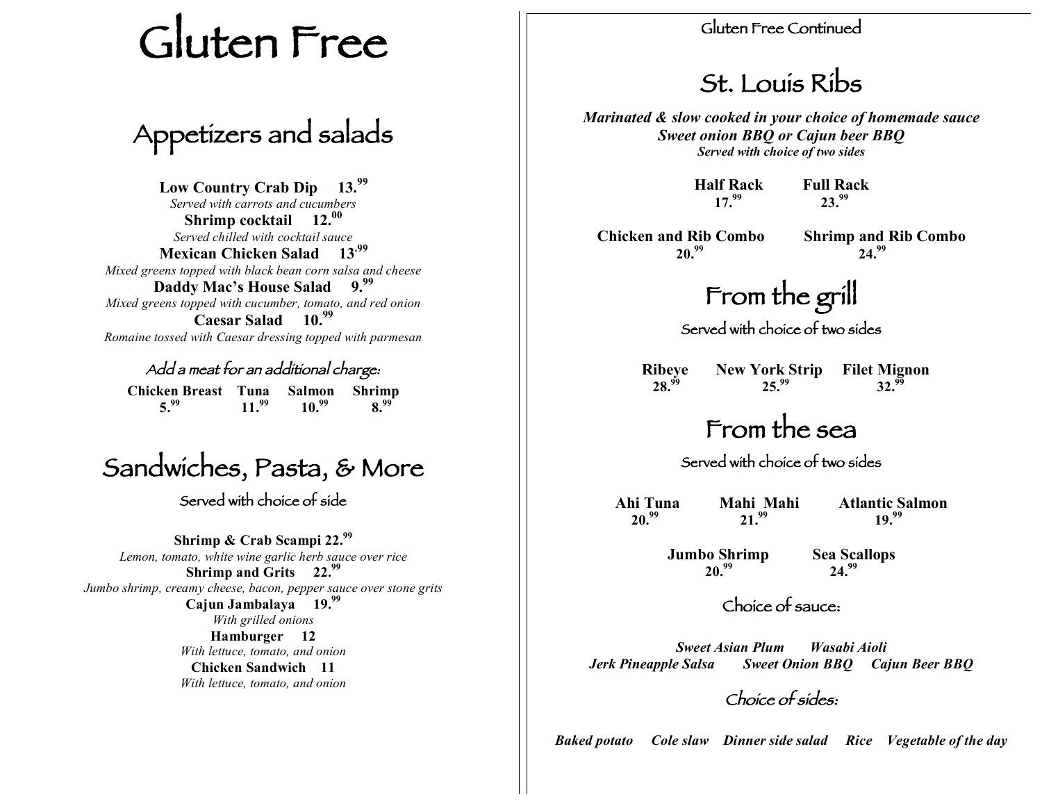# Gluten Free

## Appetizers and salads

**Low Country Crab Dip 13.99**
*Served with carrots and cucumbers*
**Shrimp cocktail 12.00**
*Served chilled with cocktail sauce*
**Mexican Chicken Salad 13.99**
*Mixed greens topped with black bean corn salsa and cheese*
**Daddy Mac's House Salad 9.99**
*Mixed greens topped with cucumber, tomato, and red onion*
**Caesar Salad 10.99**
*Romaine tossed with Caesar dressing topped with parmesan*

*Add a meat for an additional charge:*

| Chicken Breast | Tuna | Salmon | Shrimp |
| --- | --- | --- | --- |
| 5.99 | 11.99 | 10.99 | 8.99 |

## Sandwiches, Pasta, & More

Served with choice of side

**Shrimp & Crab Scampi 22.99**
*Lemon, tomato, white wine garlic herb sauce over rice*
**Shrimp and Grits 22.99**
*Jumbo shrimp, creamy cheese, bacon, pepper sauce over stone grits*
**Cajun Jambalaya 19.99**
*With grilled onions*
**Hamburger 12**
*With lettuce, tomato, and onion*
**Chicken Sandwich 11**
*With lettuce, tomato, and onion*

Gluten Free Continued

## St. Louis Ribs

***Marinated & slow cooked in your choice of homemade sauce***
***Sweet onion BBQ or Cajun beer BBQ***
***Served with choice of two sides***

**Half Rack** 17.99 **Full Rack** 23.99

**Chicken and Rib Combo** 20.99 **Shrimp and Rib Combo** 24.99

## From the grill

Served with choice of two sides

**Ribeye** 28.99 **New York Strip** 25.99 **Filet Mignon** 32.99

## From the sea

Served with choice of two sides

**Ahi Tuna** 20.99 **Mahi Mahi** 21.99 **Atlantic Salmon** 19.99

**Jumbo Shrimp** 20.99 **Sea Scallops** 24.99

### Choice of sauce:

***Sweet Asian Plum Wasabi Aioli***
***Jerk Pineapple Salsa Sweet Onion BBQ Cajun Beer BBQ***

### Choice of sides:

***Baked potato Cole slaw Dinner side salad Rice Vegetable of the day***